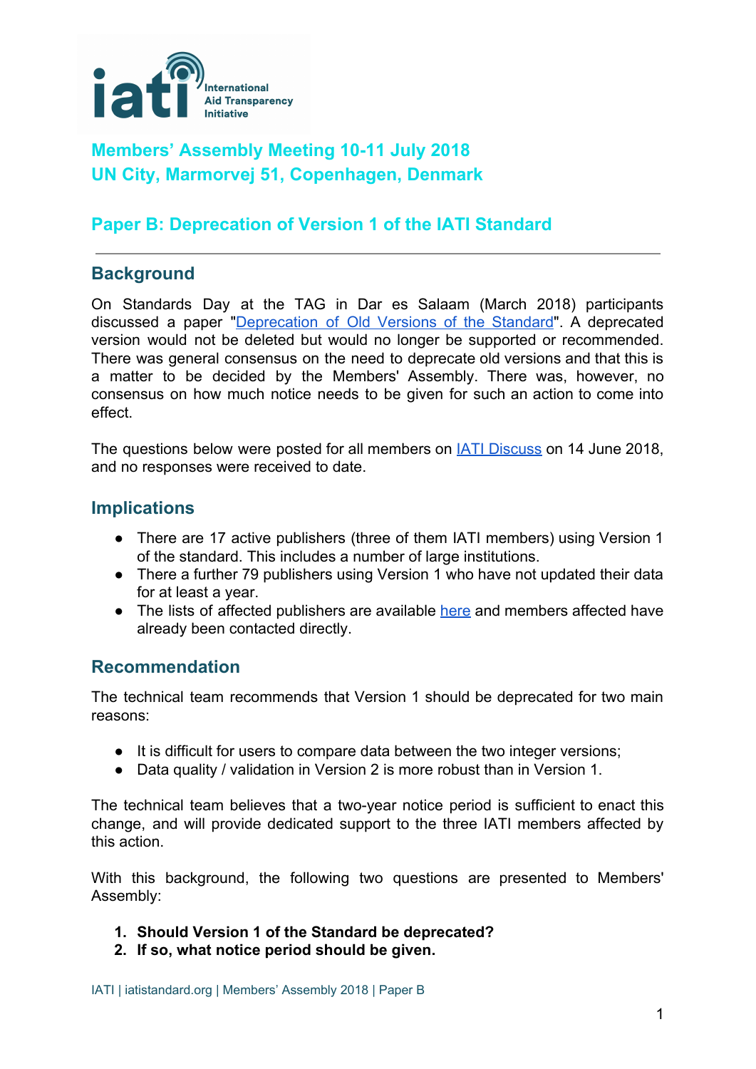# Members' Assembly Meeting 10-11 July 2018
# UN City, Marmorvej 51, Copenhagen, Denmark

## Paper B: Deprecation of Version 1 of the IATI Standard

---

### Background

On Standards Day at the TAG in Dar es Salaam (March 2018) participants discussed a paper "[Deprecation of Old Versions of the Standard]". A deprecated version would not be deleted but would no longer be supported or recommended. There was general consensus on the need to deprecate old versions and that this is a matter to be decided by the Members' Assembly. There was, however, no consensus on how much notice needs to be given for such an action to come into effect.

The questions below were posted for all members on [IATI Discuss] on 14 June 2018, and no responses were received to date.

### Implications

- There are 17 active publishers (three of them IATI members) using Version 1 of the standard. This includes a number of large institutions.
- There a further 79 publishers using Version 1 who have not updated their data for at least a year.
- The lists of affected publishers are available [here] and members affected have already been contacted directly.

### Recommendation

The technical team recommends that Version 1 should be deprecated for two main reasons:

- It is difficult for users to compare data between the two integer versions;
- Data quality / validation in Version 2 is more robust than in Version 1.

The technical team believes that a two-year notice period is sufficient to enact this change, and will provide dedicated support to the three IATI members affected by this action.

With this background, the following two questions are presented to Members' Assembly:

1. **Should Version 1 of the Standard be deprecated?**
2. **If so, what notice period should be given.**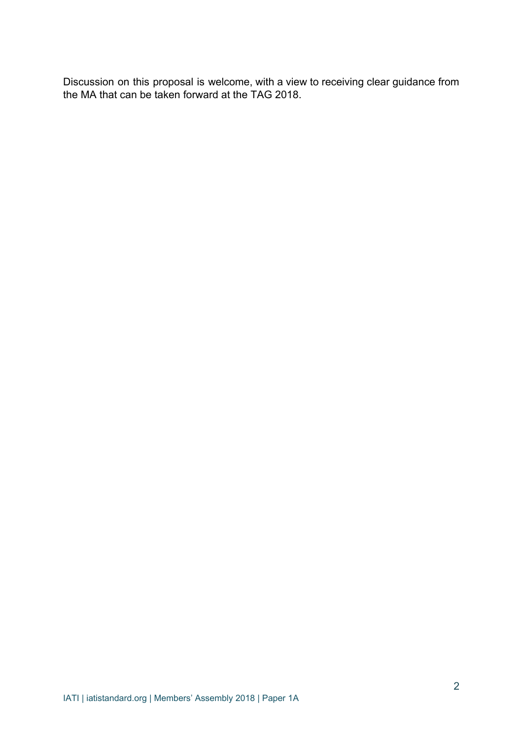Discussion on this proposal is welcome, with a view to receiving clear guidance from the MA that can be taken forward at the TAG 2018.